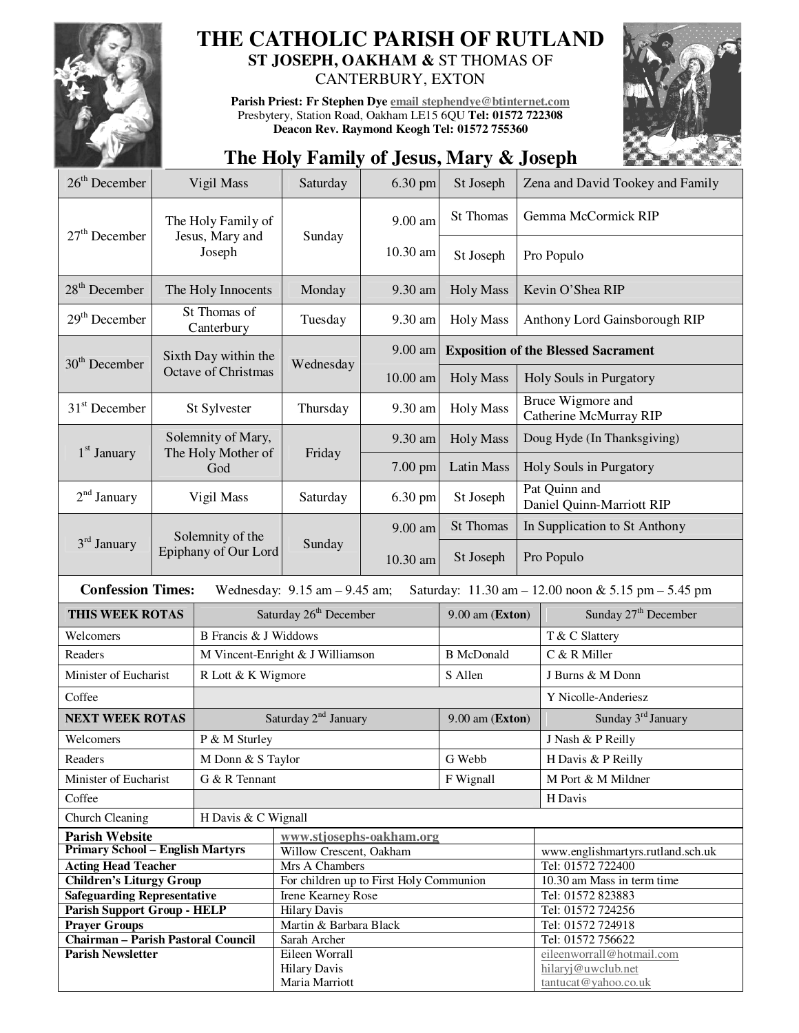# THE CATHOLIC PARISH OF RUTLAND

**ST JOSEPH, OAKHAM &** ST THOMAS OF CANTERBURY, EXTON

**Parish Priest: Fr Stephen Dye** email stephendye@btinternet.com
Presbytery, Station Road, Oakham LE15 6QU **Tel: 01572 722308**
**Deacon Rev. Raymond Keogh Tel: 01572 755360**

## The Holy Family of Jesus, Mary & Joseph

| Date | Feast | Day | Time | Location | Intention |
|---|---|---|---|---|---|
| 26th December | Vigil Mass | Saturday | 6.30 pm | St Joseph | Zena and David Tookey and Family |
| 27th December | The Holy Family of Jesus, Mary and Joseph | Sunday | 9.00 am | St Thomas | Gemma McCormick RIP |
| | | | 10.30 am | St Joseph | Pro Populo |
| 28th December | The Holy Innocents | Monday | 9.30 am | Holy Mass | Kevin O'Shea RIP |
| 29th December | St Thomas of Canterbury | Tuesday | 9.30 am | Holy Mass | Anthony Lord Gainsborough RIP |
| 30th December | Sixth Day within the Octave of Christmas | Wednesday | 9.00 am | **Exposition of the Blessed Sacrament** | |
| | | | 10.00 am | Holy Mass | Holy Souls in Purgatory |
| 31st December | St Sylvester | Thursday | 9.30 am | Holy Mass | Bruce Wigmore and Catherine McMurray RIP |
| 1st January | Solemnity of Mary, The Holy Mother of God | Friday | 9.30 am | Holy Mass | Doug Hyde (In Thanksgiving) |
| | | | 7.00 pm | Latin Mass | Holy Souls in Purgatory |
| 2nd January | Vigil Mass | Saturday | 6.30 pm | St Joseph | Pat Quinn and Daniel Quinn-Marriott RIP |
| 3rd January | Solemnity of the Epiphany of Our Lord | Sunday | 9.00 am | St Thomas | In Supplication to St Anthony |
| | | | 10.30 am | St Joseph | Pro Populo |

**Confession Times:** Wednesday: 9.15 am – 9.45 am; Saturday: 11.30 am – 12.00 noon & 5.15 pm – 5.45 pm

| **THIS WEEK ROTAS** | Saturday 26th December | 9.00 am (**Exton**) | Sunday 27th December |
|---|---|---|---|
| Welcomers | B Francis & J Widdows | | T & C Slattery |
| Readers | M Vincent-Enright & J Williamson | B McDonald | C & R Miller |
| Minister of Eucharist | R Lott & K Wigmore | S Allen | J Burns & M Donn |
| Coffee | | | Y Nicolle-Anderiesz |
| **NEXT WEEK ROTAS** | Saturday 2nd January | 9.00 am (**Exton**) | Sunday 3rd January |
| Welcomers | P & M Sturley | | J Nash & P Reilly |
| Readers | M Donn & S Taylor | G Webb | H Davis & P Reilly |
| Minister of Eucharist | G & R Tennant | F Wignall | M Port & M Mildner |
| Coffee | | | H Davis |
| Church Cleaning | H Davis & C Wignall | | |

| | | |
|---|---|---|
| **Parish Website** | www.stjosephs-oakham.org | |
| **Primary School – English Martyrs** | Willow Crescent, Oakham | www.englishmartyrs.rutland.sch.uk |
| **Acting Head Teacher** | Mrs A Chambers | Tel: 01572 722400 |
| **Children's Liturgy Group** | For children up to First Holy Communion | 10.30 am Mass in term time |
| **Safeguarding Representative** | Irene Kearney Rose | Tel: 01572 823883 |
| **Parish Support Group - HELP** | Hilary Davis | Tel: 01572 724256 |
| **Prayer Groups** | Martin & Barbara Black | Tel: 01572 724918 |
| **Chairman – Parish Pastoral Council** | Sarah Archer | Tel: 01572 756622 |
| **Parish Newsletter** | Eileen Worrall<br>Hilary Davis<br>Maria Marriott | eileenworrall@hotmail.com<br>hilaryj@uwclub.net<br>tantucat@yahoo.co.uk |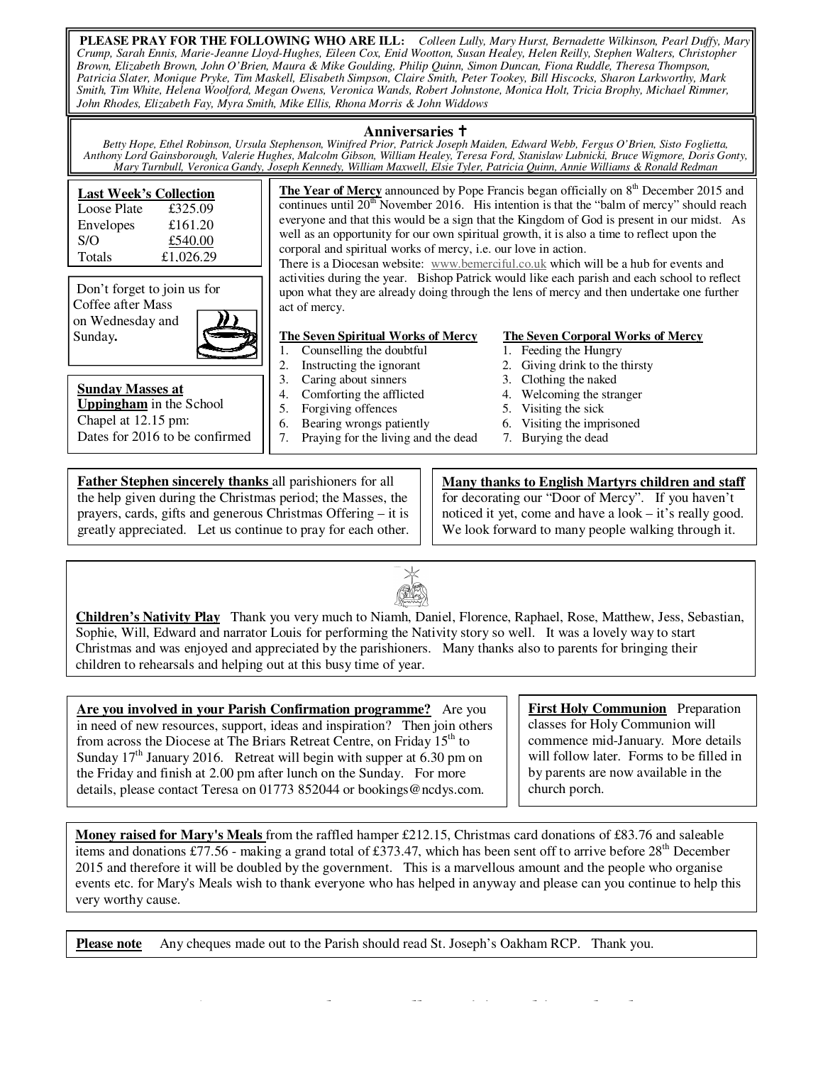**PLEASE PRAY FOR THE FOLLOWING WHO ARE ILL:** *Colleen Lully, Mary Hurst, Bernadette Wilkinson, Pearl Duffy, Mary Crump, Sarah Ennis, Marie-Jeanne Lloyd-Hughes, Eileen Cox, Enid Wootton, Susan Healey, Helen Reilly, Stephen Walters, Christopher Brown, Elizabeth Brown, John O'Brien, Maura & Mike Goulding, Philip Quinn, Simon Duncan, Fiona Ruddle, Theresa Thompson, Patricia Slater, Monique Pryke, Tim Maskell, Elisabeth Simpson, Claire Smith, Peter Tookey, Bill Hiscocks, Sharon Larkworthy, Mark Smith, Tim White, Helena Woolford, Megan Owens, Veronica Wands, Robert Johnstone, Monica Holt, Tricia Brophy, Michael Rimmer, John Rhodes, Elizabeth Fay, Myra Smith, Mike Ellis, Rhona Morris & John Widdows*

## Anniversaries ✝

*Betty Hope, Ethel Robinson, Ursula Stephenson, Winifred Prior, Patrick Joseph Maiden, Edward Webb, Fergus O'Brien, Sisto Foglietta, Anthony Lord Gainsborough, Valerie Hughes, Malcolm Gibson, William Healey, Teresa Ford, Stanislaw Lubnicki, Bruce Wigmore, Doris Gonty, Mary Turnbull, Veronica Gandy, Joseph Kennedy, William Maxwell, Elsie Tyler, Patricia Quinn, Annie Williams & Ronald Redman*

**Last Week's Collection**

| | |
|---|---|
| Loose Plate | £325.09 |
| Envelopes | £161.20 |
| S/O | £540.00 |
| Totals | £1,026.29 |

Don't forget to join us for Coffee after Mass on Wednesday and Sunday**.**

**Sunday Masses at Uppingham** in the School Chapel at 12.15 pm: Dates for 2016 to be confirmed

**The Year of Mercy** announced by Pope Francis began officially on 8th December 2015 and continues until 20th November 2016. His intention is that the "balm of mercy" should reach everyone and that this would be a sign that the Kingdom of God is present in our midst. As well as an opportunity for our own spiritual growth, it is also a time to reflect upon the corporal and spiritual works of mercy, i.e. our love in action.

There is a Diocesan website: www.bemerciful.co.uk which will be a hub for events and activities during the year. Bishop Patrick would like each parish and each school to reflect upon what they are already doing through the lens of mercy and then undertake one further act of mercy.

**The Seven Spiritual Works of Mercy**

1. Counselling the doubtful
2. Instructing the ignorant
3. Caring about sinners
4. Comforting the afflicted
5. Forgiving offences
6. Bearing wrongs patiently
7. Praying for the living and the dead

**The Seven Corporal Works of Mercy**

1. Feeding the Hungry
2. Giving drink to the thirsty
3. Clothing the naked
4. Welcoming the stranger
5. Visiting the sick
6. Visiting the imprisoned
7. Burying the dead

**Father Stephen sincerely thanks** all parishioners for all the help given during the Christmas period; the Masses, the prayers, cards, gifts and generous Christmas Offering – it is greatly appreciated. Let us continue to pray for each other.

**Many thanks to English Martyrs children and staff** for decorating our "Door of Mercy". If you haven't noticed it yet, come and have a look – it's really good. We look forward to many people walking through it.

**Children's Nativity Play** Thank you very much to Niamh, Daniel, Florence, Raphael, Rose, Matthew, Jess, Sebastian, Sophie, Will, Edward and narrator Louis for performing the Nativity story so well. It was a lovely way to start Christmas and was enjoyed and appreciated by the parishioners. Many thanks also to parents for bringing their children to rehearsals and helping out at this busy time of year.

**Are you involved in your Parish Confirmation programme?** Are you in need of new resources, support, ideas and inspiration? Then join others from across the Diocese at The Briars Retreat Centre, on Friday 15th to Sunday 17th January 2016. Retreat will begin with supper at 6.30 pm on the Friday and finish at 2.00 pm after lunch on the Sunday. For more details, please contact Teresa on 01773 852044 or bookings@ncdys.com.

**First Holy Communion** Preparation classes for Holy Communion will commence mid-January. More details will follow later. Forms to be filled in by parents are now available in the church porch.

**Money raised for Mary's Meals** from the raffled hamper £212.15, Christmas card donations of £83.76 and saleable items and donations £77.56 - making a grand total of £373.47, which has been sent off to arrive before 28th December 2015 and therefore it will be doubled by the government. This is a marvellous amount and the people who organise events etc. for Mary's Meals wish to thank everyone who has helped in anyway and please can you continue to help this very worthy cause.

**Please note** Any cheques made out to the Parish should read St. Joseph's Oakham RCP. Thank you.